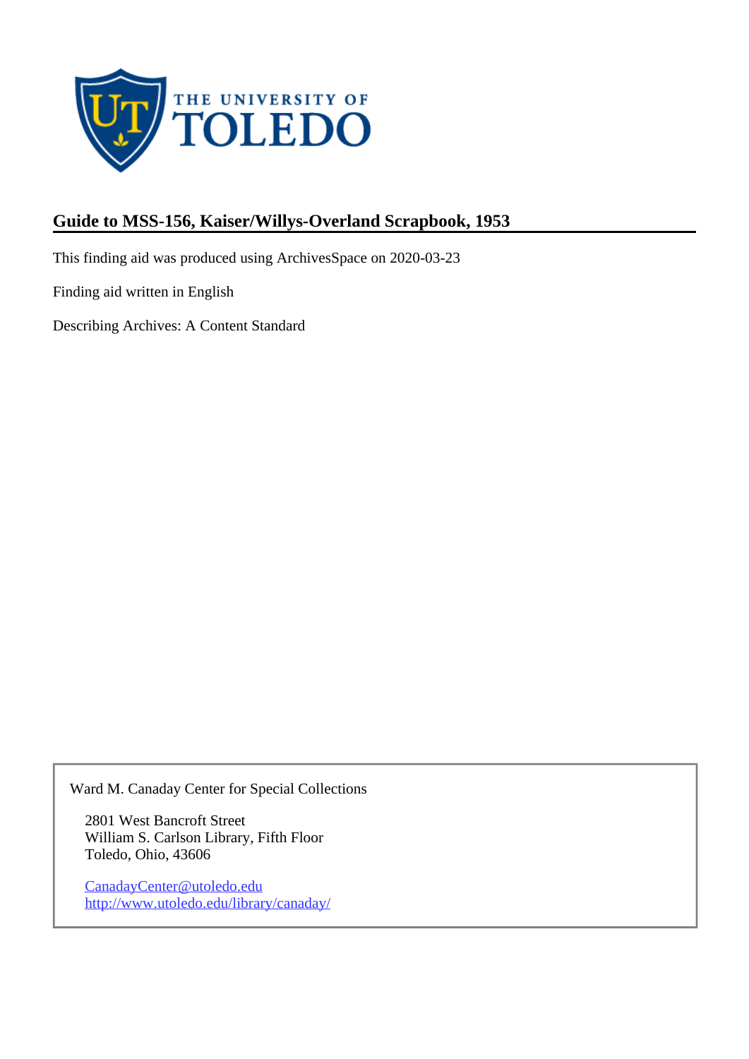# Guide to MSS-156, Kaiser/Willys-Overland Scrapbook, 1953

This finding aid was produced using ArchivesSpace on 2020-03-23

Finding aid written in English

Describing Archives: A Content Standard

Ward M. Canaday Center for Special Collections

2801 West Bancroft Street
William S. Carlson Library, Fifth Floor
Toledo, Ohio, 43606

CanadayCenter@utoledo.edu
http://www.utoledo.edu/library/canaday/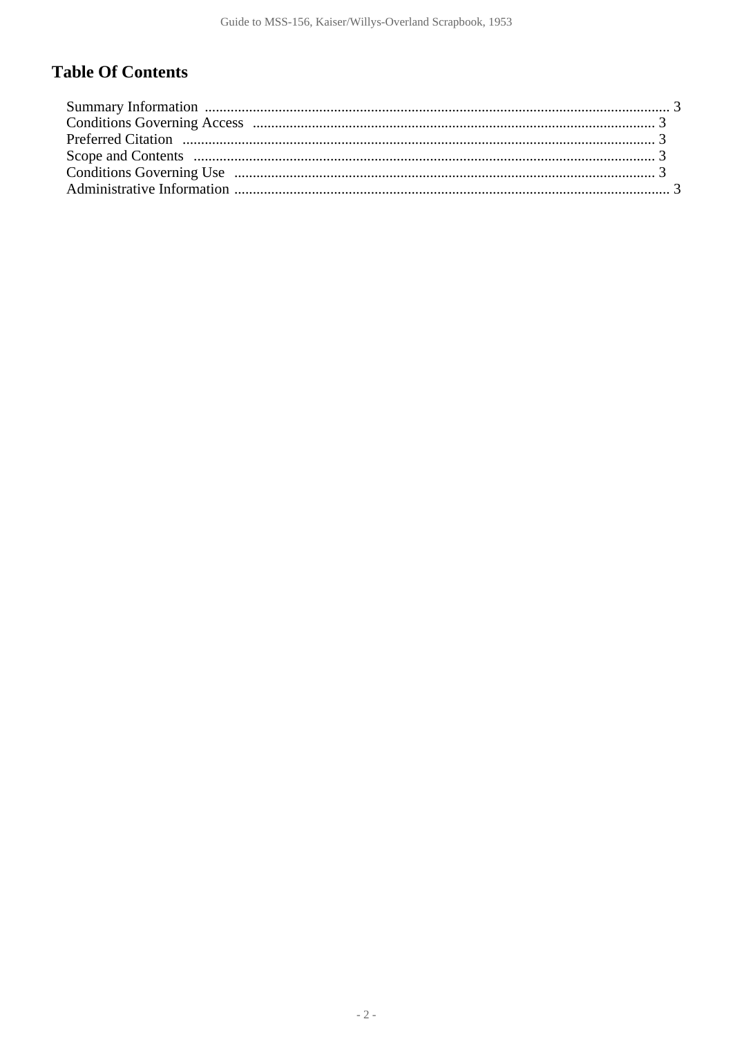## Table Of Contents

Summary Information ........................................................................................................................ 3
Conditions Governing Access ......................................................................................................... 3
Preferred Citation ............................................................................................................................ 3
Scope and Contents ......................................................................................................................... 3
Conditions Governing Use .............................................................................................................. 3
Administrative Information ............................................................................................................. 3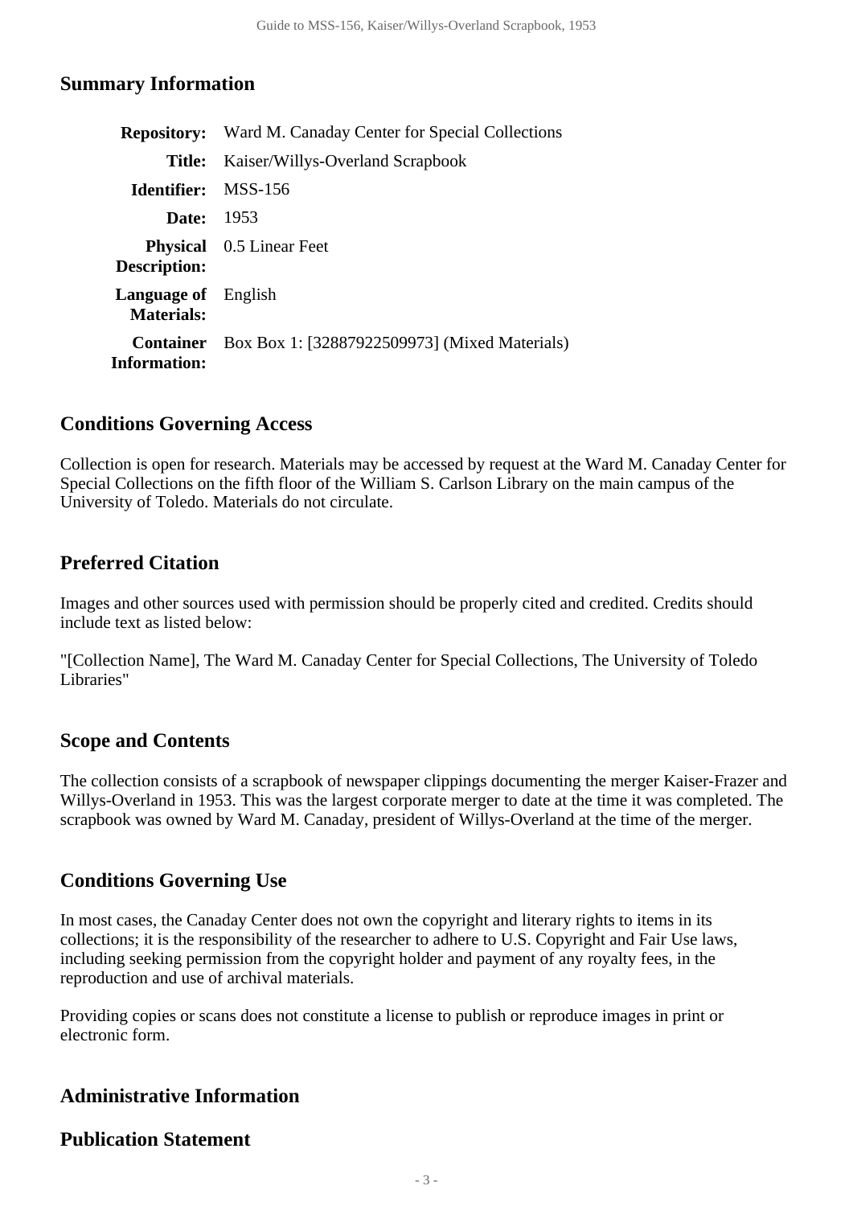## Summary Information

| | |
|---|---|
| **Repository:** | Ward M. Canaday Center for Special Collections |
| **Title:** | Kaiser/Willys-Overland Scrapbook |
| **Identifier:** | MSS-156 |
| **Date:** | 1953 |
| **Physical Description:** | 0.5 Linear Feet |
| **Language of Materials:** | English |
| **Container Information:** | Box Box 1: [32887922509973] (Mixed Materials) |

## Conditions Governing Access

Collection is open for research. Materials may be accessed by request at the Ward M. Canaday Center for Special Collections on the fifth floor of the William S. Carlson Library on the main campus of the University of Toledo. Materials do not circulate.

## Preferred Citation

Images and other sources used with permission should be properly cited and credited. Credits should include text as listed below:

"[Collection Name], The Ward M. Canaday Center for Special Collections, The University of Toledo Libraries"

## Scope and Contents

The collection consists of a scrapbook of newspaper clippings documenting the merger Kaiser-Frazer and Willys-Overland in 1953. This was the largest corporate merger to date at the time it was completed. The scrapbook was owned by Ward M. Canaday, president of Willys-Overland at the time of the merger.

## Conditions Governing Use

In most cases, the Canaday Center does not own the copyright and literary rights to items in its collections; it is the responsibility of the researcher to adhere to U.S. Copyright and Fair Use laws, including seeking permission from the copyright holder and payment of any royalty fees, in the reproduction and use of archival materials.

Providing copies or scans does not constitute a license to publish or reproduce images in print or electronic form.

## Administrative Information

## Publication Statement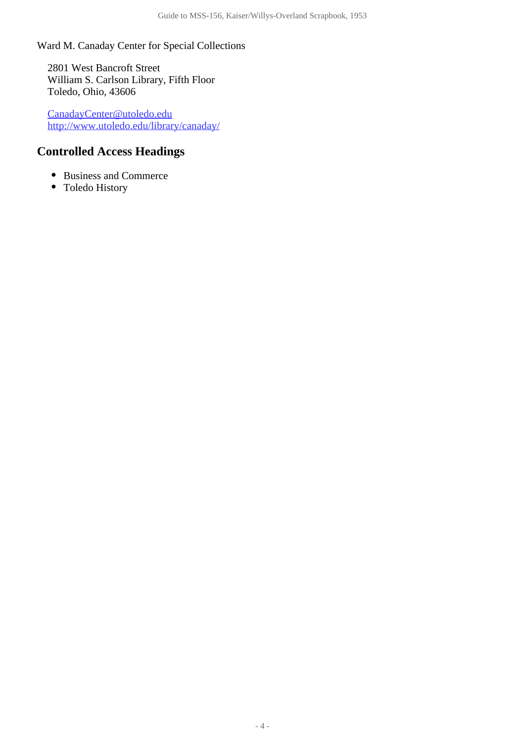Ward M. Canaday Center for Special Collections

2801 West Bancroft Street
William S. Carlson Library, Fifth Floor
Toledo, Ohio, 43606

CanadayCenter@utoledo.edu
http://www.utoledo.edu/library/canaday/

## Controlled Access Headings

- Business and Commerce
- Toledo History